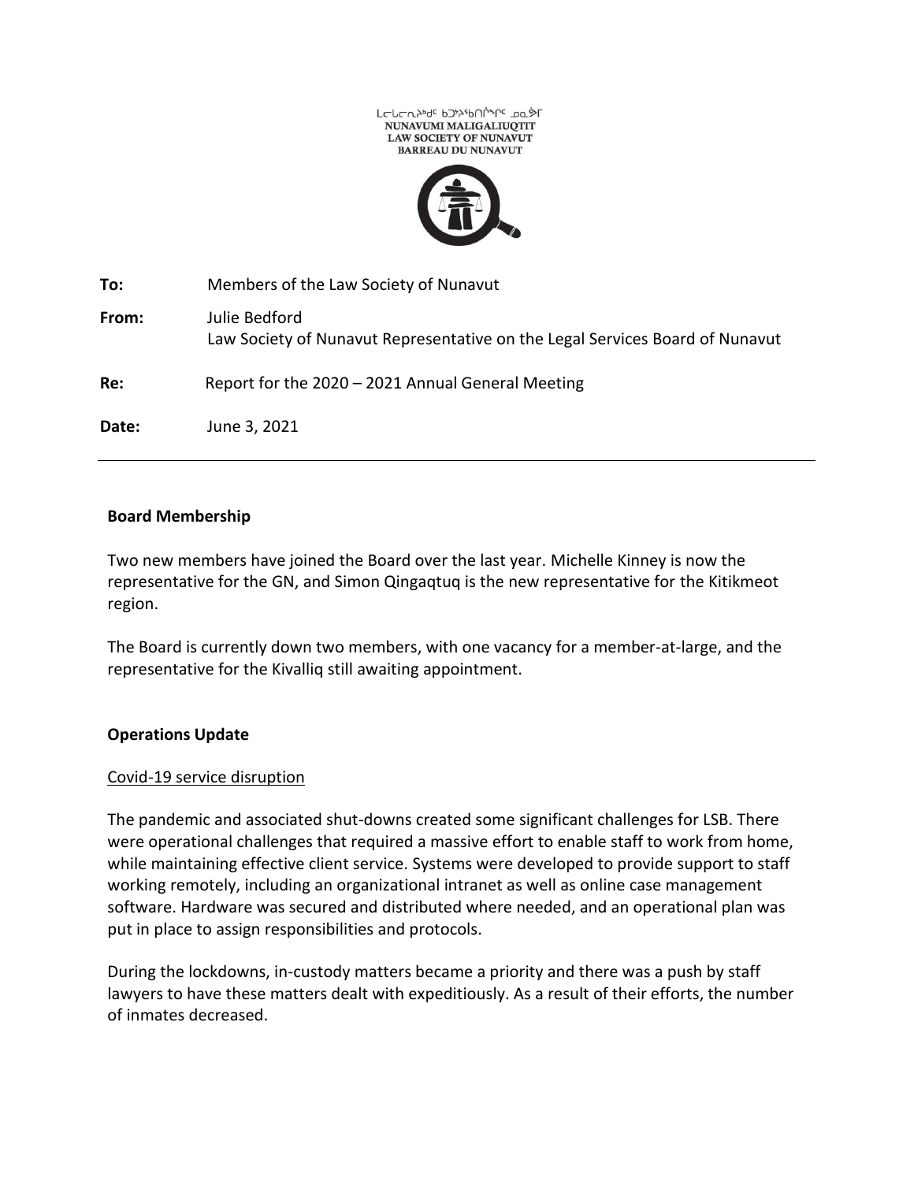ᓄᓇᕗᒥ ᒪᓕᒐᓕᐅᖅᑎᑦ ᑲᑐᔾᔨᖃᑎᒌᖏᑦ ᓄᓇᕗᒥ
NUNAVUMI MALIGALIUQTIT
LAW SOCIETY OF NUNAVUT
BARREAU DU NUNAVUT

**To:** Members of the Law Society of Nunavut

**From:** Julie Bedford
Law Society of Nunavut Representative on the Legal Services Board of Nunavut

**Re:** Report for the 2020 – 2021 Annual General Meeting

**Date:** June 3, 2021

---

**Board Membership**

Two new members have joined the Board over the last year. Michelle Kinney is now the representative for the GN, and Simon Qingaqtuq is the new representative for the Kitikmeot region.

The Board is currently down two members, with one vacancy for a member-at-large, and the representative for the Kivalliq still awaiting appointment.

**Operations Update**

Covid-19 service disruption

The pandemic and associated shut-downs created some significant challenges for LSB. There were operational challenges that required a massive effort to enable staff to work from home, while maintaining effective client service. Systems were developed to provide support to staff working remotely, including an organizational intranet as well as online case management software. Hardware was secured and distributed where needed, and an operational plan was put in place to assign responsibilities and protocols.

During the lockdowns, in-custody matters became a priority and there was a push by staff lawyers to have these matters dealt with expeditiously. As a result of their efforts, the number of inmates decreased.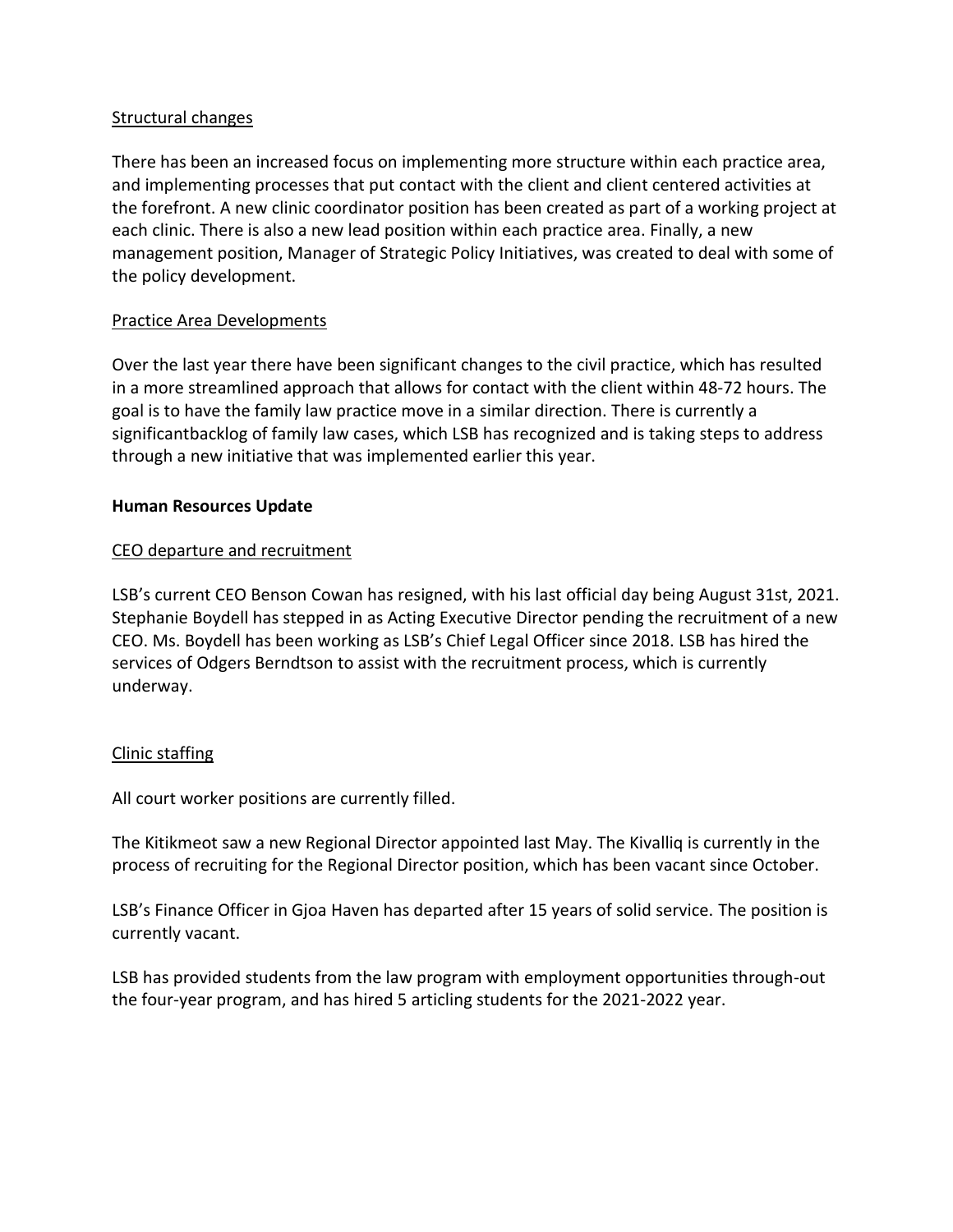Structural changes

There has been an increased focus on implementing more structure within each practice area, and implementing processes that put contact with the client and client centered activities at the forefront. A new clinic coordinator position has been created as part of a working project at each clinic. There is also a new lead position within each practice area. Finally, a new management position, Manager of Strategic Policy Initiatives, was created to deal with some of the policy development.

Practice Area Developments

Over the last year there have been significant changes to the civil practice, which has resulted in a more streamlined approach that allows for contact with the client within 48-72 hours. The goal is to have the family law practice move in a similar direction. There is currently a significantbacklog of family law cases, which LSB has recognized and is taking steps to address through a new initiative that was implemented earlier this year.

**Human Resources Update**

CEO departure and recruitment

LSB's current CEO Benson Cowan has resigned, with his last official day being August 31st, 2021. Stephanie Boydell has stepped in as Acting Executive Director pending the recruitment of a new CEO. Ms. Boydell has been working as LSB's Chief Legal Officer since 2018. LSB has hired the services of Odgers Berndtson to assist with the recruitment process, which is currently underway.

Clinic staffing

All court worker positions are currently filled.

The Kitikmeot saw a new Regional Director appointed last May. The Kivalliq is currently in the process of recruiting for the Regional Director position, which has been vacant since October.

LSB's Finance Officer in Gjoa Haven has departed after 15 years of solid service. The position is currently vacant.

LSB has provided students from the law program with employment opportunities through-out the four-year program, and has hired 5 articling students for the 2021-2022 year.